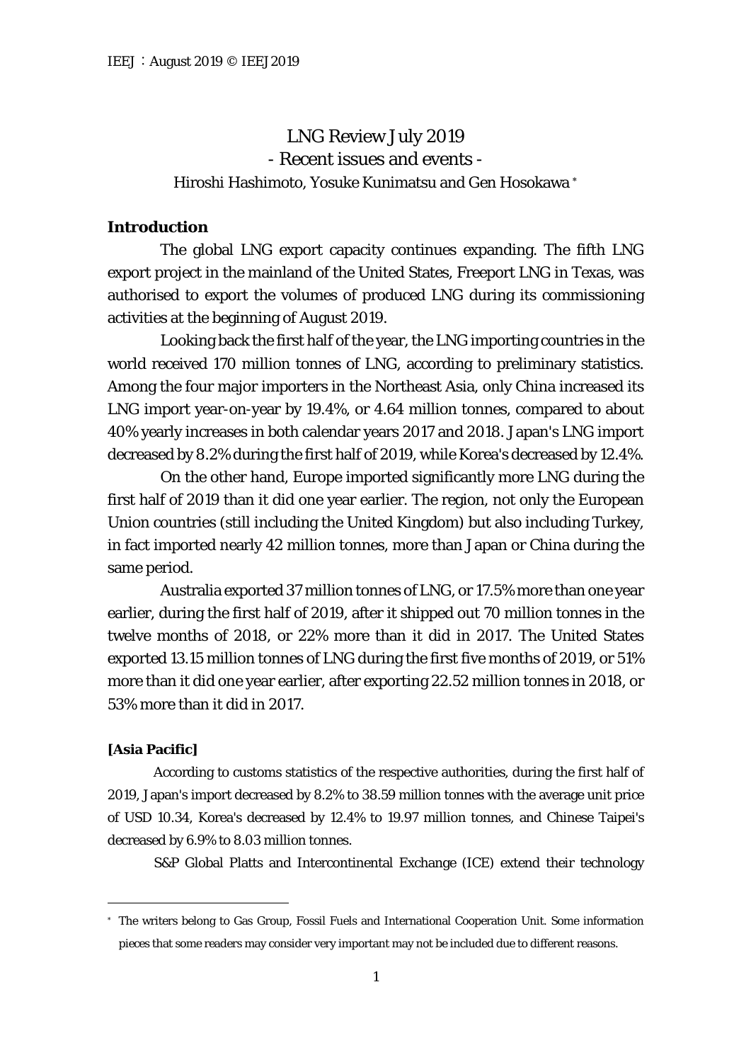# LNG Review July 2019
## - Recent issues and events -

Hiroshi Hashimoto, Yosuke Kunimatsu and Gen Hosokawa [*]

## Introduction

The global LNG export capacity continues expanding. The fifth LNG export project in the mainland of the United States, Freeport LNG in Texas, was authorised to export the volumes of produced LNG during its commissioning activities at the beginning of August 2019.

Looking back the first half of the year, the LNG importing countries in the world received 170 million tonnes of LNG, according to preliminary statistics. Among the four major importers in the Northeast Asia, only China increased its LNG import year-on-year by 19.4%, or 4.64 million tonnes, compared to about 40% yearly increases in both calendar years 2017 and 2018. Japan's LNG import decreased by 8.2% during the first half of 2019, while Korea's decreased by 12.4%.

On the other hand, Europe imported significantly more LNG during the first half of 2019 than it did one year earlier. The region, not only the European Union countries (still including the United Kingdom) but also including Turkey, in fact imported nearly 42 million tonnes, more than Japan or China during the same period.

Australia exported 37 million tonnes of LNG, or 17.5% more than one year earlier, during the first half of 2019, after it shipped out 70 million tonnes in the twelve months of 2018, or 22% more than it did in 2017. The United States exported 13.15 million tonnes of LNG during the first five months of 2019, or 51% more than it did one year earlier, after exporting 22.52 million tonnes in 2018, or 53% more than it did in 2017.

### [Asia Pacific]

According to customs statistics of the respective authorities, during the first half of 2019, Japan's import decreased by 8.2% to 38.59 million tonnes with the average unit price of USD 10.34, Korea's decreased by 12.4% to 19.97 million tonnes, and Chinese Taipei's decreased by 6.9% to 8.03 million tonnes.

S&P Global Platts and Intercontinental Exchange (ICE) extend their technology

---

[*] The writers belong to Gas Group, Fossil Fuels and International Cooperation Unit. Some information pieces that some readers may consider very important may not be included due to different reasons.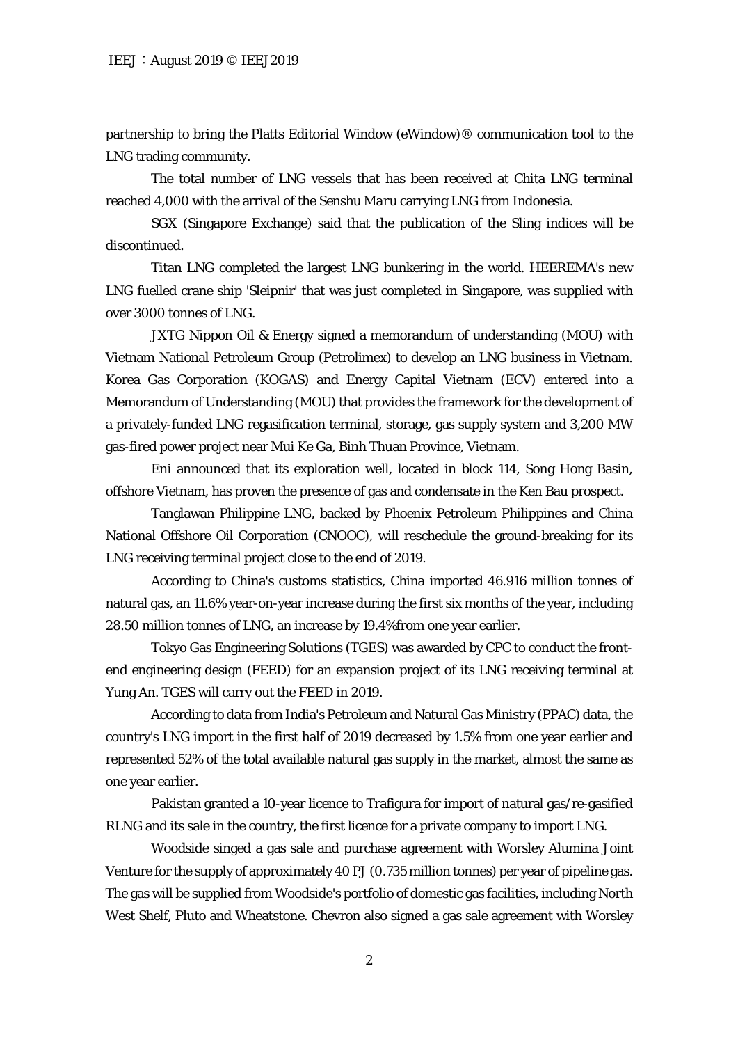partnership to bring the Platts Editorial Window (eWindow)® communication tool to the LNG trading community.

The total number of LNG vessels that has been received at Chita LNG terminal reached 4,000 with the arrival of the Senshu *Maru* carrying LNG from Indonesia.

SGX (Singapore Exchange) said that the publication of the Sling indices will be discontinued.

Titan LNG completed the largest LNG bunkering in the world. HEEREMA's new LNG fuelled crane ship 'Sleipnir' that was just completed in Singapore, was supplied with over 3000 tonnes of LNG.

JXTG Nippon Oil & Energy signed a memorandum of understanding (MOU) with Vietnam National Petroleum Group (Petrolimex) to develop an LNG business in Vietnam. Korea Gas Corporation (KOGAS) and Energy Capital Vietnam (ECV) entered into a Memorandum of Understanding (MOU) that provides the framework for the development of a privately-funded LNG regasification terminal, storage, gas supply system and 3,200 MW gas-fired power project near Mui Ke Ga, Binh Thuan Province, Vietnam.

Eni announced that its exploration well, located in block 114, Song Hong Basin, offshore Vietnam, has proven the presence of gas and condensate in the Ken Bau prospect.

Tanglawan Philippine LNG, backed by Phoenix Petroleum Philippines and China National Offshore Oil Corporation (CNOOC), will reschedule the ground-breaking for its LNG receiving terminal project close to the end of 2019.

According to China's customs statistics, China imported 46.916 million tonnes of natural gas, an 11.6% year-on-year increase during the first six months of the year, including 28.50 million tonnes of LNG, an increase by 19.4%from one year earlier.

Tokyo Gas Engineering Solutions (TGES) was awarded by CPC to conduct the front-end engineering design (FEED) for an expansion project of its LNG receiving terminal at Yung An. TGES will carry out the FEED in 2019.

According to data from India's Petroleum and Natural Gas Ministry (PPAC) data, the country's LNG import in the first half of 2019 decreased by 1.5% from one year earlier and represented 52% of the total available natural gas supply in the market, almost the same as one year earlier.

Pakistan granted a 10-year licence to Trafigura for import of natural gas/re-gasified RLNG and its sale in the country, the first licence for a private company to import LNG.

Woodside singed a gas sale and purchase agreement with Worsley Alumina Joint Venture for the supply of approximately 40 PJ (0.735 million tonnes) per year of pipeline gas. The gas will be supplied from Woodside's portfolio of domestic gas facilities, including North West Shelf, Pluto and Wheatstone. Chevron also signed a gas sale agreement with Worsley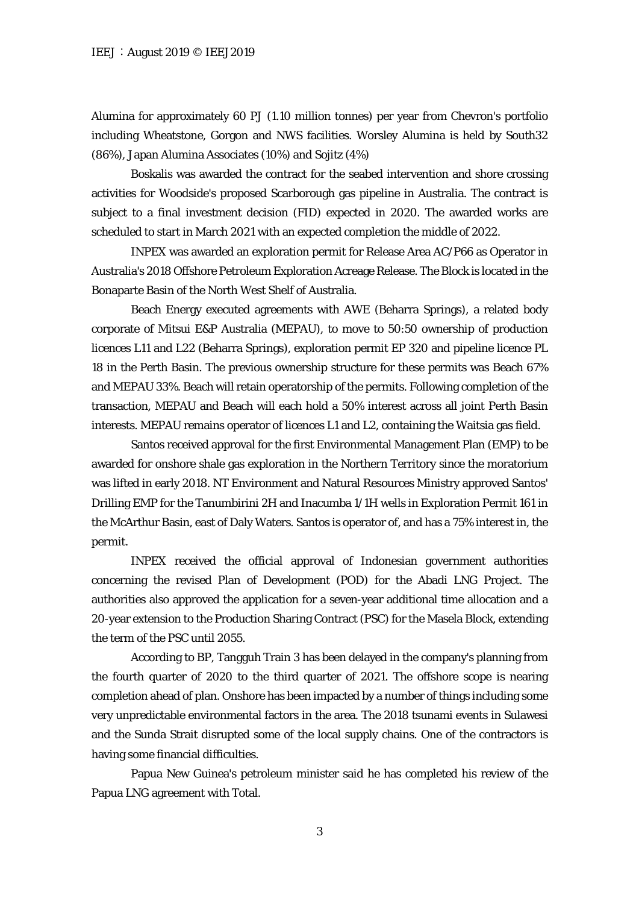Alumina for approximately 60 PJ (1.10 million tonnes) per year from Chevron's portfolio including Wheatstone, Gorgon and NWS facilities. Worsley Alumina is held by South32 (86%), Japan Alumina Associates (10%) and Sojitz (4%)

Boskalis was awarded the contract for the seabed intervention and shore crossing activities for Woodside's proposed Scarborough gas pipeline in Australia. The contract is subject to a final investment decision (FID) expected in 2020. The awarded works are scheduled to start in March 2021 with an expected completion the middle of 2022.

INPEX was awarded an exploration permit for Release Area AC/P66 as Operator in Australia's 2018 Offshore Petroleum Exploration Acreage Release. The Block is located in the Bonaparte Basin of the North West Shelf of Australia.

Beach Energy executed agreements with AWE (Beharra Springs), a related body corporate of Mitsui E&P Australia (MEPAU), to move to 50:50 ownership of production licences L11 and L22 (Beharra Springs), exploration permit EP 320 and pipeline licence PL 18 in the Perth Basin. The previous ownership structure for these permits was Beach 67% and MEPAU 33%. Beach will retain operatorship of the permits. Following completion of the transaction, MEPAU and Beach will each hold a 50% interest across all joint Perth Basin interests. MEPAU remains operator of licences L1 and L2, containing the Waitsia gas field.

Santos received approval for the first Environmental Management Plan (EMP) to be awarded for onshore shale gas exploration in the Northern Territory since the moratorium was lifted in early 2018. NT Environment and Natural Resources Ministry approved Santos' Drilling EMP for the Tanumbirini 2H and Inacumba 1/1H wells in Exploration Permit 161 in the McArthur Basin, east of Daly Waters. Santos is operator of, and has a 75% interest in, the permit.

INPEX received the official approval of Indonesian government authorities concerning the revised Plan of Development (POD) for the Abadi LNG Project. The authorities also approved the application for a seven-year additional time allocation and a 20-year extension to the Production Sharing Contract (PSC) for the Masela Block, extending the term of the PSC until 2055.

According to BP, Tangguh Train 3 has been delayed in the company's planning from the fourth quarter of 2020 to the third quarter of 2021. The offshore scope is nearing completion ahead of plan. Onshore has been impacted by a number of things including some very unpredictable environmental factors in the area. The 2018 tsunami events in Sulawesi and the Sunda Strait disrupted some of the local supply chains. One of the contractors is having some financial difficulties.

Papua New Guinea's petroleum minister said he has completed his review of the Papua LNG agreement with Total.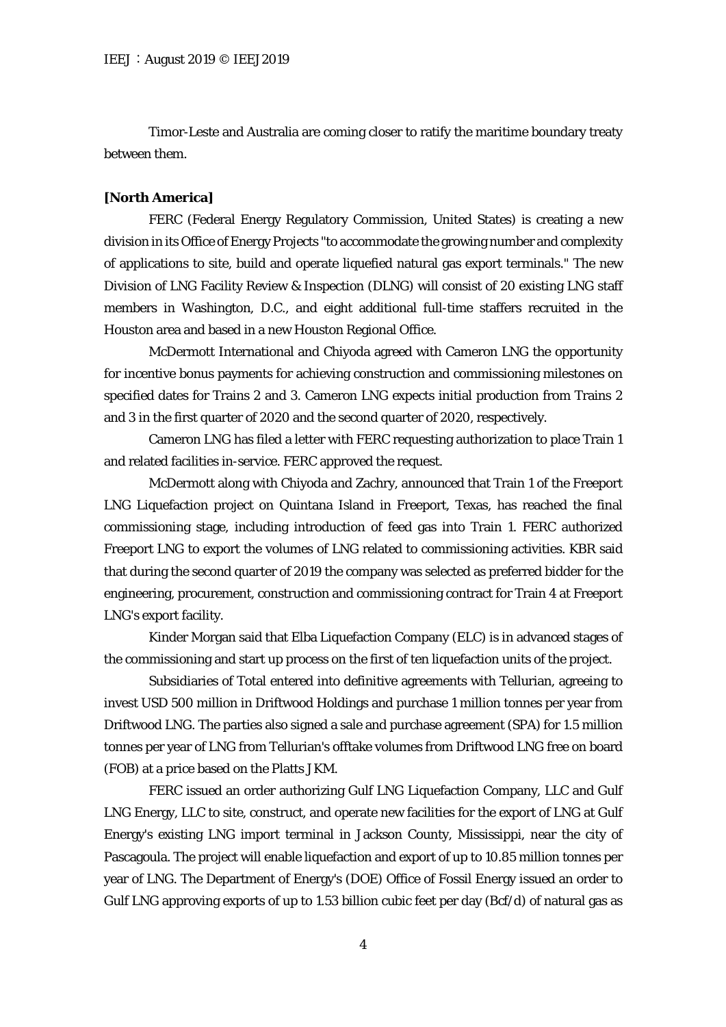Timor-Leste and Australia are coming closer to ratify the maritime boundary treaty between them.

**[North America]**

FERC (Federal Energy Regulatory Commission, United States) is creating a new division in its Office of Energy Projects "to accommodate the growing number and complexity of applications to site, build and operate liquefied natural gas export terminals." The new Division of LNG Facility Review & Inspection (DLNG) will consist of 20 existing LNG staff members in Washington, D.C., and eight additional full-time staffers recruited in the Houston area and based in a new Houston Regional Office.

McDermott International and Chiyoda agreed with Cameron LNG the opportunity for incentive bonus payments for achieving construction and commissioning milestones on specified dates for Trains 2 and 3. Cameron LNG expects initial production from Trains 2 and 3 in the first quarter of 2020 and the second quarter of 2020, respectively.

Cameron LNG has filed a letter with FERC requesting authorization to place Train 1 and related facilities in-service. FERC approved the request.

McDermott along with Chiyoda and Zachry, announced that Train 1 of the Freeport LNG Liquefaction project on Quintana Island in Freeport, Texas, has reached the final commissioning stage, including introduction of feed gas into Train 1. FERC authorized Freeport LNG to export the volumes of LNG related to commissioning activities. KBR said that during the second quarter of 2019 the company was selected as preferred bidder for the engineering, procurement, construction and commissioning contract for Train 4 at Freeport LNG's export facility.

Kinder Morgan said that Elba Liquefaction Company (ELC) is in advanced stages of the commissioning and start up process on the first of ten liquefaction units of the project.

Subsidiaries of Total entered into definitive agreements with Tellurian, agreeing to invest USD 500 million in Driftwood Holdings and purchase 1 million tonnes per year from Driftwood LNG. The parties also signed a sale and purchase agreement (SPA) for 1.5 million tonnes per year of LNG from Tellurian's offtake volumes from Driftwood LNG free on board (FOB) at a price based on the Platts JKM.

FERC issued an order authorizing Gulf LNG Liquefaction Company, LLC and Gulf LNG Energy, LLC to site, construct, and operate new facilities for the export of LNG at Gulf Energy's existing LNG import terminal in Jackson County, Mississippi, near the city of Pascagoula. The project will enable liquefaction and export of up to 10.85 million tonnes per year of LNG. The Department of Energy's (DOE) Office of Fossil Energy issued an order to Gulf LNG approving exports of up to 1.53 billion cubic feet per day (Bcf/d) of natural gas as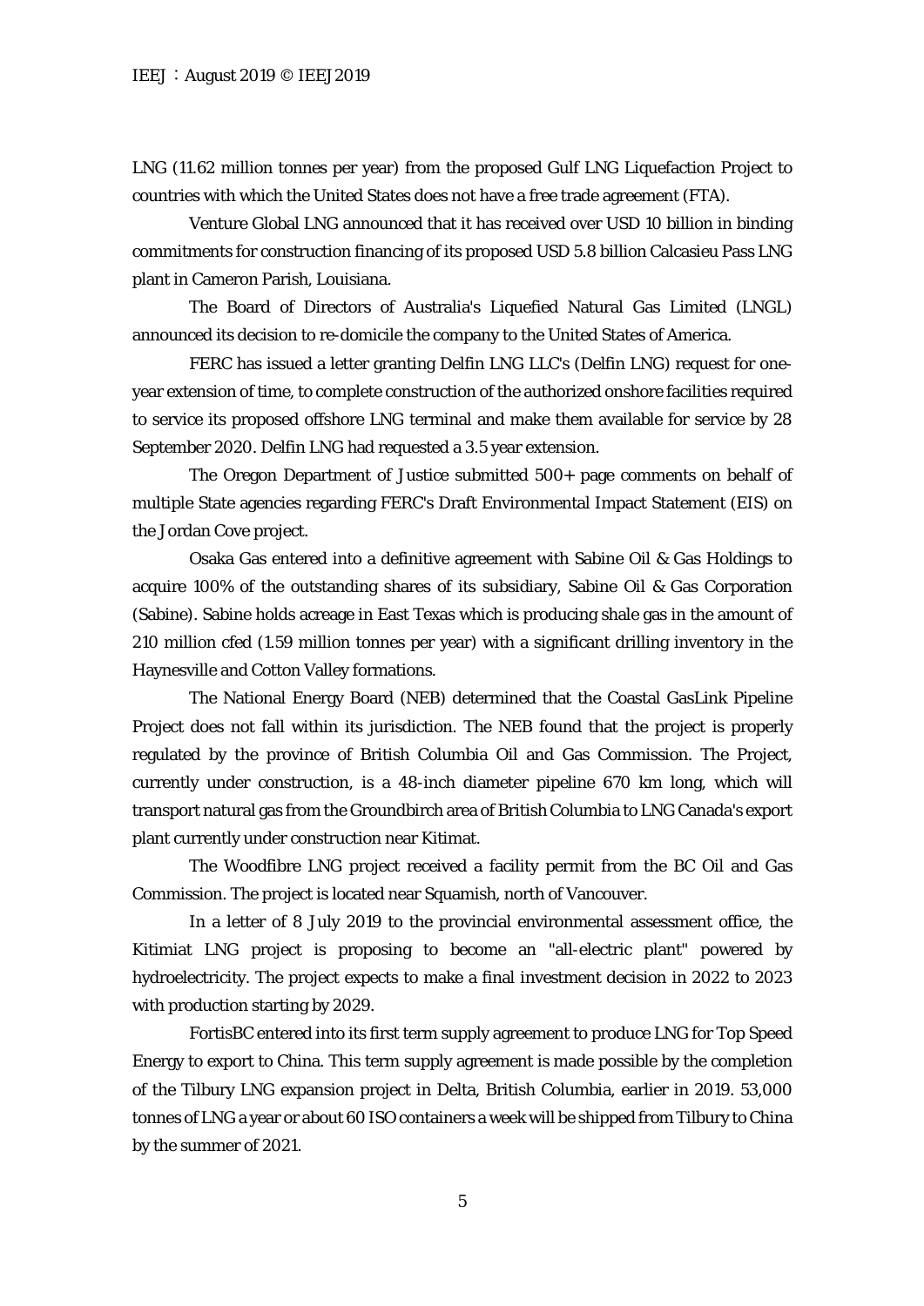LNG (11.62 million tonnes per year) from the proposed Gulf LNG Liquefaction Project to countries with which the United States does not have a free trade agreement (FTA).

Venture Global LNG announced that it has received over USD 10 billion in binding commitments for construction financing of its proposed USD 5.8 billion Calcasieu Pass LNG plant in Cameron Parish, Louisiana.

The Board of Directors of Australia's Liquefied Natural Gas Limited (LNGL) announced its decision to re-domicile the company to the United States of America.

FERC has issued a letter granting Delfin LNG LLC's (Delfin LNG) request for one-year extension of time, to complete construction of the authorized onshore facilities required to service its proposed offshore LNG terminal and make them available for service by 28 September 2020. Delfin LNG had requested a 3.5 year extension.

The Oregon Department of Justice submitted 500+ page comments on behalf of multiple State agencies regarding FERC's Draft Environmental Impact Statement (EIS) on the Jordan Cove project.

Osaka Gas entered into a definitive agreement with Sabine Oil & Gas Holdings to acquire 100% of the outstanding shares of its subsidiary, Sabine Oil & Gas Corporation (Sabine). Sabine holds acreage in East Texas which is producing shale gas in the amount of 210 million cfed (1.59 million tonnes per year) with a significant drilling inventory in the Haynesville and Cotton Valley formations.

The National Energy Board (NEB) determined that the Coastal GasLink Pipeline Project does not fall within its jurisdiction. The NEB found that the project is properly regulated by the province of British Columbia Oil and Gas Commission. The Project, currently under construction, is a 48-inch diameter pipeline 670 km long, which will transport natural gas from the Groundbirch area of British Columbia to LNG Canada's export plant currently under construction near Kitimat.

The Woodfibre LNG project received a facility permit from the BC Oil and Gas Commission. The project is located near Squamish, north of Vancouver.

In a letter of 8 July 2019 to the provincial environmental assessment office, the Kitimiat LNG project is proposing to become an "all-electric plant" powered by hydroelectricity. The project expects to make a final investment decision in 2022 to 2023 with production starting by 2029.

FortisBC entered into its first term supply agreement to produce LNG for Top Speed Energy to export to China. This term supply agreement is made possible by the completion of the Tilbury LNG expansion project in Delta, British Columbia, earlier in 2019. 53,000 tonnes of LNG a year or about 60 ISO containers a week will be shipped from Tilbury to China by the summer of 2021.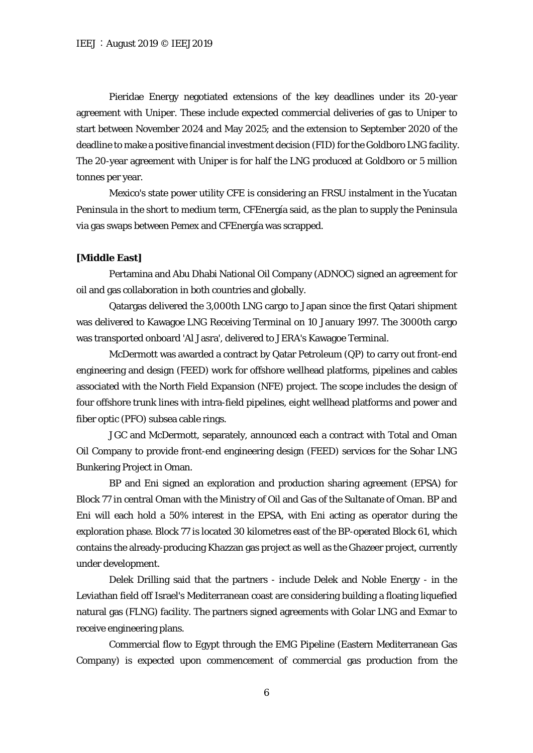Pieridae Energy negotiated extensions of the key deadlines under its 20-year agreement with Uniper. These include expected commercial deliveries of gas to Uniper to start between November 2024 and May 2025; and the extension to September 2020 of the deadline to make a positive financial investment decision (FID) for the Goldboro LNG facility. The 20-year agreement with Uniper is for half the LNG produced at Goldboro or 5 million tonnes per year.

Mexico's state power utility CFE is considering an FRSU instalment in the Yucatan Peninsula in the short to medium term, CFEnergía said, as the plan to supply the Peninsula via gas swaps between Pemex and CFEnergía was scrapped.

**[Middle East]**

Pertamina and Abu Dhabi National Oil Company (ADNOC) signed an agreement for oil and gas collaboration in both countries and globally.

Qatargas delivered the 3,000th LNG cargo to Japan since the first Qatari shipment was delivered to Kawagoe LNG Receiving Terminal on 10 January 1997. The 3000th cargo was transported onboard 'Al Jasra', delivered to JERA's Kawagoe Terminal.

McDermott was awarded a contract by Qatar Petroleum (QP) to carry out front-end engineering and design (FEED) work for offshore wellhead platforms, pipelines and cables associated with the North Field Expansion (NFE) project. The scope includes the design of four offshore trunk lines with intra-field pipelines, eight wellhead platforms and power and fiber optic (PFO) subsea cable rings.

JGC and McDermott, separately, announced each a contract with Total and Oman Oil Company to provide front-end engineering design (FEED) services for the Sohar LNG Bunkering Project in Oman.

BP and Eni signed an exploration and production sharing agreement (EPSA) for Block 77 in central Oman with the Ministry of Oil and Gas of the Sultanate of Oman. BP and Eni will each hold a 50% interest in the EPSA, with Eni acting as operator during the exploration phase. Block 77 is located 30 kilometres east of the BP-operated Block 61, which contains the already-producing Khazzan gas project as well as the Ghazeer project, currently under development.

Delek Drilling said that the partners - include Delek and Noble Energy - in the Leviathan field off Israel's Mediterranean coast are considering building a floating liquefied natural gas (FLNG) facility. The partners signed agreements with Golar LNG and Exmar to receive engineering plans.

Commercial flow to Egypt through the EMG Pipeline (Eastern Mediterranean Gas Company) is expected upon commencement of commercial gas production from the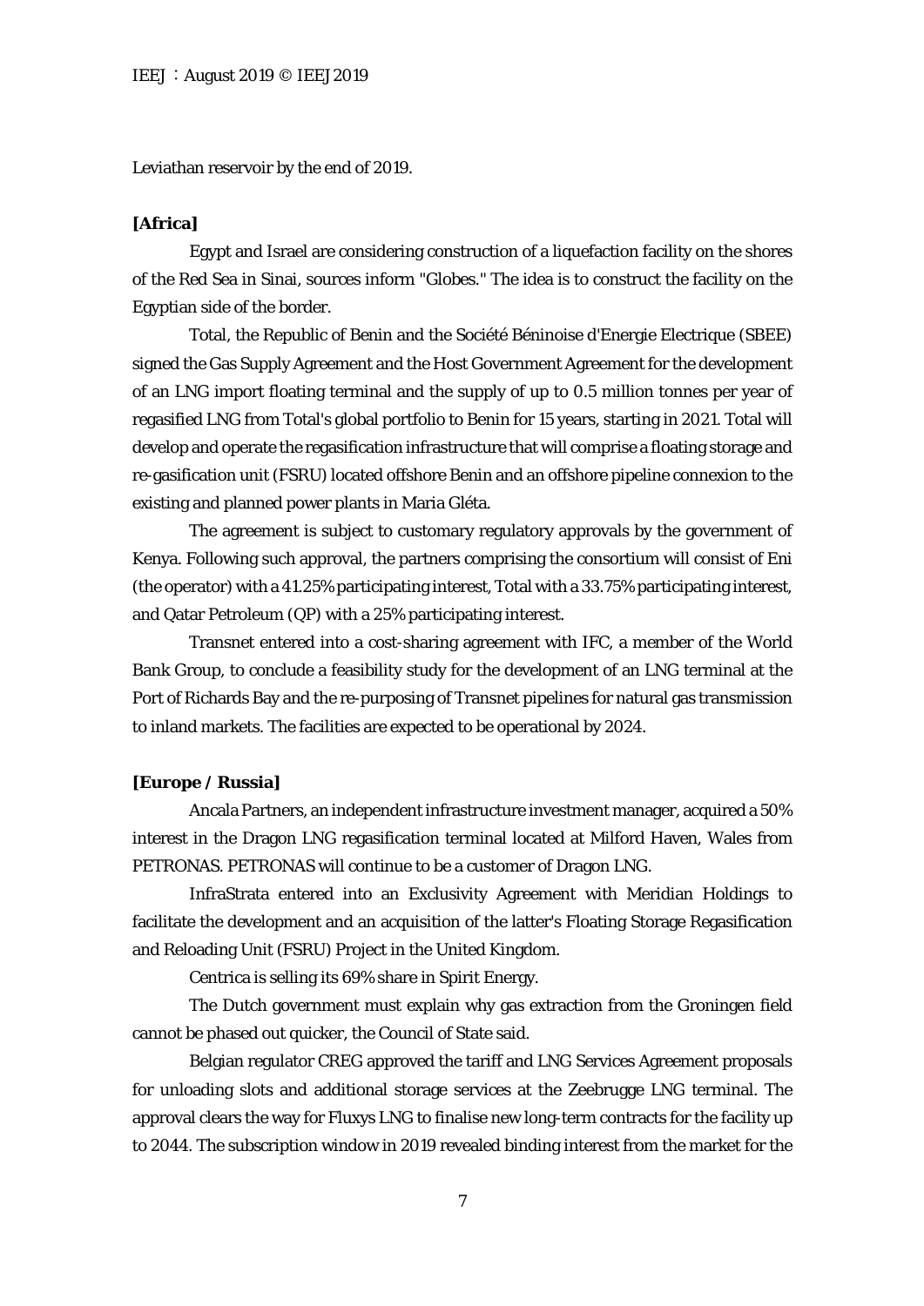Leviathan reservoir by the end of 2019.

**[Africa]**

Egypt and Israel are considering construction of a liquefaction facility on the shores of the Red Sea in Sinai, sources inform "Globes." The idea is to construct the facility on the Egyptian side of the border.

Total, the Republic of Benin and the Société Béninoise d'Energie Electrique (SBEE) signed the Gas Supply Agreement and the Host Government Agreement for the development of an LNG import floating terminal and the supply of up to 0.5 million tonnes per year of regasified LNG from Total's global portfolio to Benin for 15 years, starting in 2021. Total will develop and operate the regasification infrastructure that will comprise a floating storage and re-gasification unit (FSRU) located offshore Benin and an offshore pipeline connexion to the existing and planned power plants in Maria Gléta.

The agreement is subject to customary regulatory approvals by the government of Kenya. Following such approval, the partners comprising the consortium will consist of Eni (the operator) with a 41.25% participating interest, Total with a 33.75% participating interest, and Qatar Petroleum (QP) with a 25% participating interest.

Transnet entered into a cost-sharing agreement with IFC, a member of the World Bank Group, to conclude a feasibility study for the development of an LNG terminal at the Port of Richards Bay and the re-purposing of Transnet pipelines for natural gas transmission to inland markets. The facilities are expected to be operational by 2024.

**[Europe / Russia]**

Ancala Partners, an independent infrastructure investment manager, acquired a 50% interest in the Dragon LNG regasification terminal located at Milford Haven, Wales from PETRONAS. PETRONAS will continue to be a customer of Dragon LNG.

InfraStrata entered into an Exclusivity Agreement with Meridian Holdings to facilitate the development and an acquisition of the latter's Floating Storage Regasification and Reloading Unit (FSRU) Project in the United Kingdom.

Centrica is selling its 69% share in Spirit Energy.

The Dutch government must explain why gas extraction from the Groningen field cannot be phased out quicker, the Council of State said.

Belgian regulator CREG approved the tariff and LNG Services Agreement proposals for unloading slots and additional storage services at the Zeebrugge LNG terminal. The approval clears the way for Fluxys LNG to finalise new long-term contracts for the facility up to 2044. The subscription window in 2019 revealed binding interest from the market for the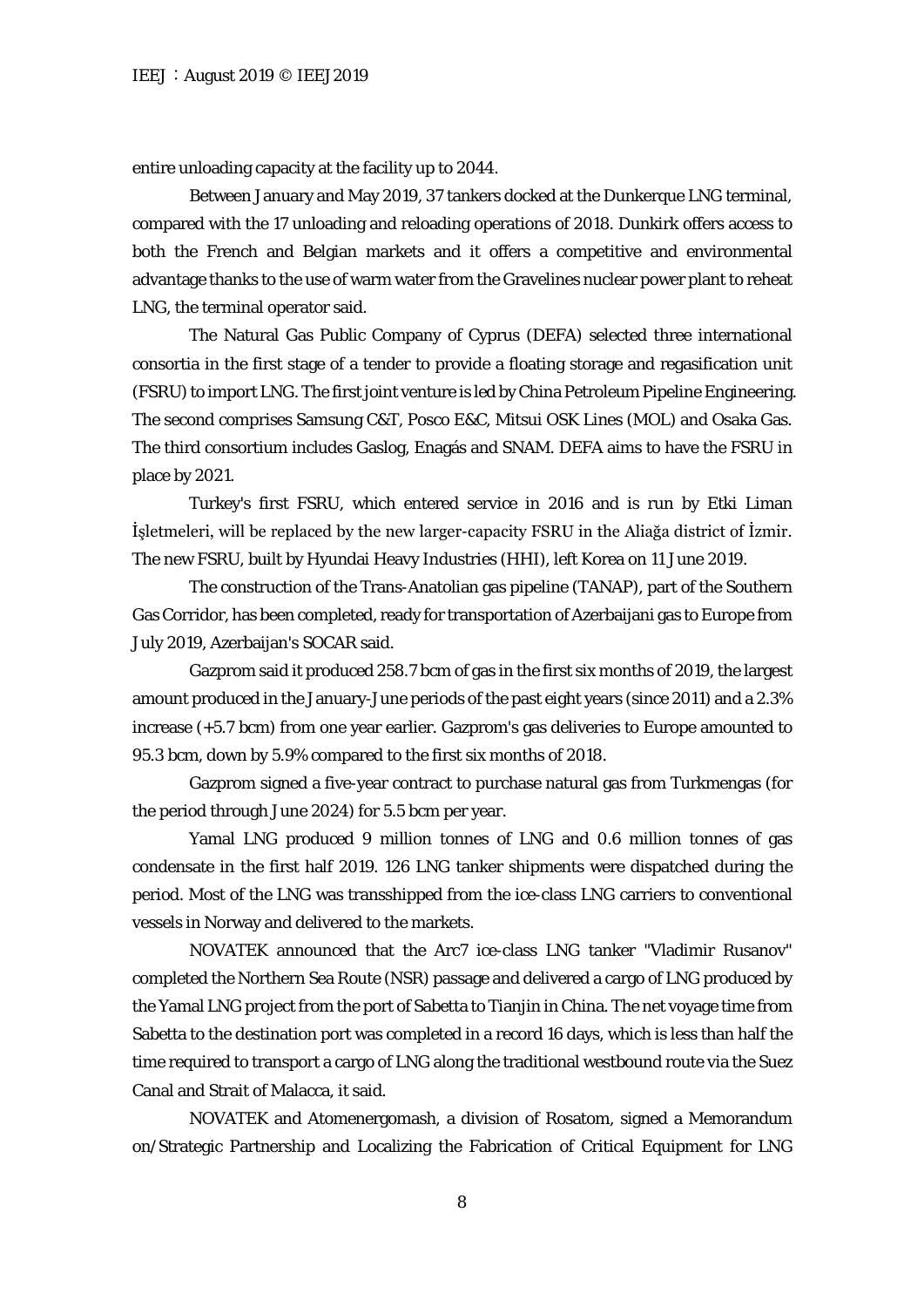entire unloading capacity at the facility up to 2044.

Between January and May 2019, 37 tankers docked at the Dunkerque LNG terminal, compared with the 17 unloading and reloading operations of 2018. Dunkirk offers access to both the French and Belgian markets and it offers a competitive and environmental advantage thanks to the use of warm water from the Gravelines nuclear power plant to reheat LNG, the terminal operator said.

The Natural Gas Public Company of Cyprus (DEFA) selected three international consortia in the first stage of a tender to provide a floating storage and regasification unit (FSRU) to import LNG. The first joint venture is led by China Petroleum Pipeline Engineering. The second comprises Samsung C&T, Posco E&C, Mitsui OSK Lines (MOL) and Osaka Gas. The third consortium includes Gaslog, Enagás and SNAM. DEFA aims to have the FSRU in place by 2021.

Turkey's first FSRU, which entered service in 2016 and is run by Etki Liman İşletmeleri, will be replaced by the new larger-capacity FSRU in the Aliağa district of İzmir. The new FSRU, built by Hyundai Heavy Industries (HHI), left Korea on 11 June 2019.

The construction of the Trans-Anatolian gas pipeline (TANAP), part of the Southern Gas Corridor, has been completed, ready for transportation of Azerbaijani gas to Europe from July 2019, Azerbaijan's SOCAR said.

Gazprom said it produced 258.7 bcm of gas in the first six months of 2019, the largest amount produced in the January-June periods of the past eight years (since 2011) and a 2.3% increase (+5.7 bcm) from one year earlier. Gazprom's gas deliveries to Europe amounted to 95.3 bcm, down by 5.9% compared to the first six months of 2018.

Gazprom signed a five-year contract to purchase natural gas from Turkmengas (for the period through June 2024) for 5.5 bcm per year.

Yamal LNG produced 9 million tonnes of LNG and 0.6 million tonnes of gas condensate in the first half 2019. 126 LNG tanker shipments were dispatched during the period. Most of the LNG was transshipped from the ice-class LNG carriers to conventional vessels in Norway and delivered to the markets.

NOVATEK announced that the Arc7 ice-class LNG tanker "Vladimir Rusanov" completed the Northern Sea Route (NSR) passage and delivered a cargo of LNG produced by the Yamal LNG project from the port of Sabetta to Tianjin in China. The net voyage time from Sabetta to the destination port was completed in a record 16 days, which is less than half the time required to transport a cargo of LNG along the traditional westbound route via the Suez Canal and Strait of Malacca, it said.

NOVATEK and Atomenergomash, a division of Rosatom, signed a Memorandum on/Strategic Partnership and Localizing the Fabrication of Critical Equipment for LNG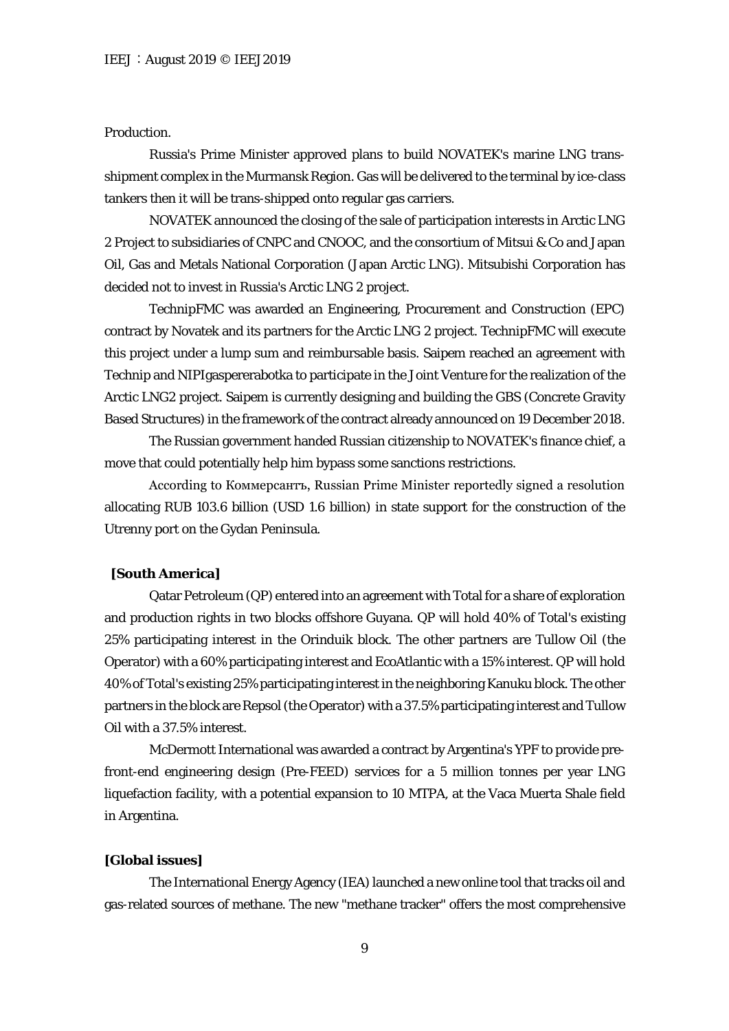Production.

Russia's Prime Minister approved plans to build NOVATEK's marine LNG trans-shipment complex in the Murmansk Region. Gas will be delivered to the terminal by ice-class tankers then it will be trans-shipped onto regular gas carriers.

NOVATEK announced the closing of the sale of participation interests in Arctic LNG 2 Project to subsidiaries of CNPC and CNOOC, and the consortium of Mitsui & Co and Japan Oil, Gas and Metals National Corporation (Japan Arctic LNG). Mitsubishi Corporation has decided not to invest in Russia's Arctic LNG 2 project.

TechnipFMC was awarded an Engineering, Procurement and Construction (EPC) contract by Novatek and its partners for the Arctic LNG 2 project. TechnipFMC will execute this project under a lump sum and reimbursable basis. Saipem reached an agreement with Technip and NIPIgaspererabotka to participate in the Joint Venture for the realization of the Arctic LNG2 project. Saipem is currently designing and building the GBS (Concrete Gravity Based Structures) in the framework of the contract already announced on 19 December 2018.

The Russian government handed Russian citizenship to NOVATEK's finance chief, a move that could potentially help him bypass some sanctions restrictions.

According to Коммерсантъ, Russian Prime Minister reportedly signed a resolution allocating RUB 103.6 billion (USD 1.6 billion) in state support for the construction of the Utrenny port on the Gydan Peninsula.

**[South America]**

Qatar Petroleum (QP) entered into an agreement with Total for a share of exploration and production rights in two blocks offshore Guyana. QP will hold 40% of Total's existing 25% participating interest in the Orinduik block. The other partners are Tullow Oil (the Operator) with a 60% participating interest and EcoAtlantic with a 15% interest. QP will hold 40% of Total's existing 25% participating interest in the neighboring Kanuku block. The other partners in the block are Repsol (the Operator) with a 37.5% participating interest and Tullow Oil with a 37.5% interest.

McDermott International was awarded a contract by Argentina's YPF to provide pre-front-end engineering design (Pre-FEED) services for a 5 million tonnes per year LNG liquefaction facility, with a potential expansion to 10 MTPA, at the Vaca Muerta Shale field in Argentina.

**[Global issues]**

The International Energy Agency (IEA) launched a new online tool that tracks oil and gas-related sources of methane. The new "methane tracker" offers the most comprehensive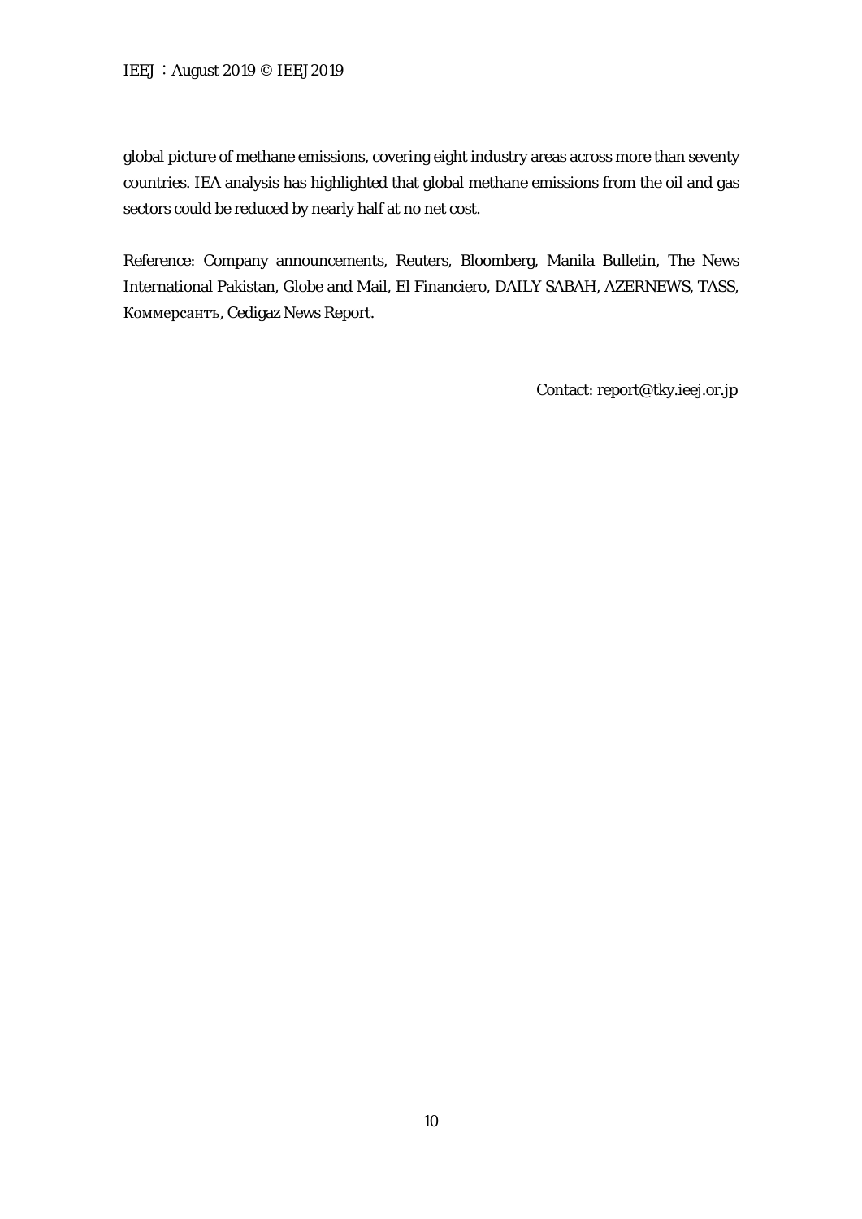global picture of methane emissions, covering eight industry areas across more than seventy countries. IEA analysis has highlighted that global methane emissions from the oil and gas sectors could be reduced by nearly half at no net cost.

Reference: Company announcements, Reuters, Bloomberg, Manila Bulletin, The News International Pakistan, Globe and Mail, El Financiero, DAILY SABAH, AZERNEWS, TASS, Коммерсантъ, Cedigaz News Report.

Contact: report@tky.ieej.or.jp